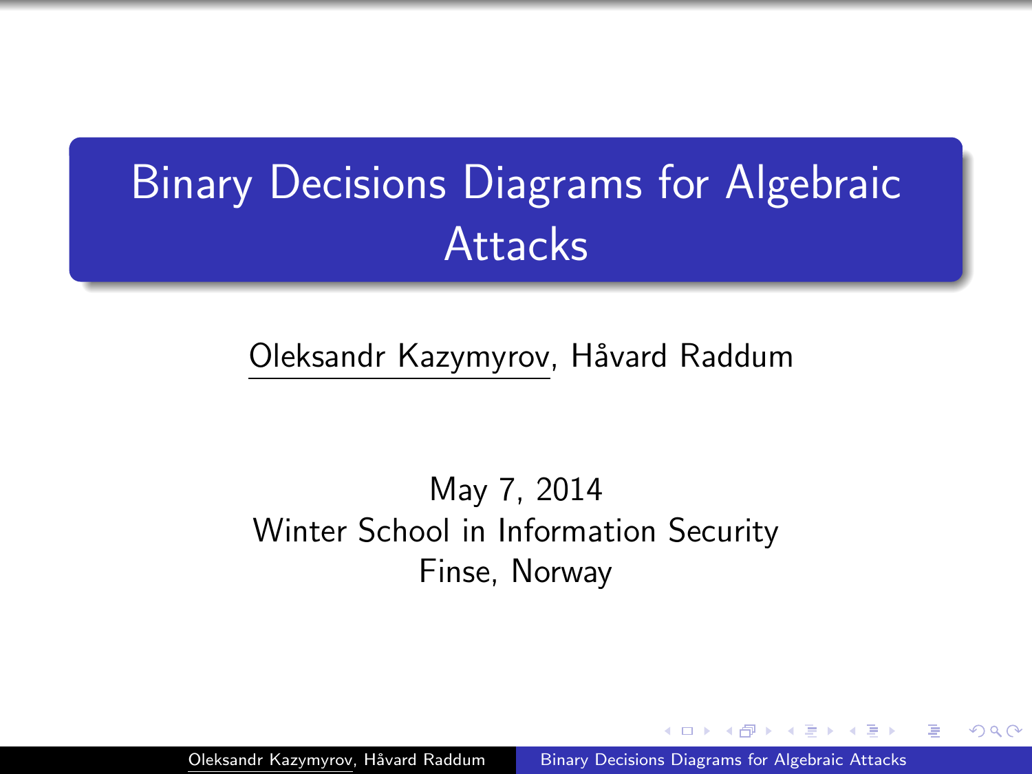# Binary Decisions Diagrams for Algebraic Attacks

Oleksandr Kazymyrov, Håvard Raddum

May 7, 2014

Winter School in Information Security

Finse, Norway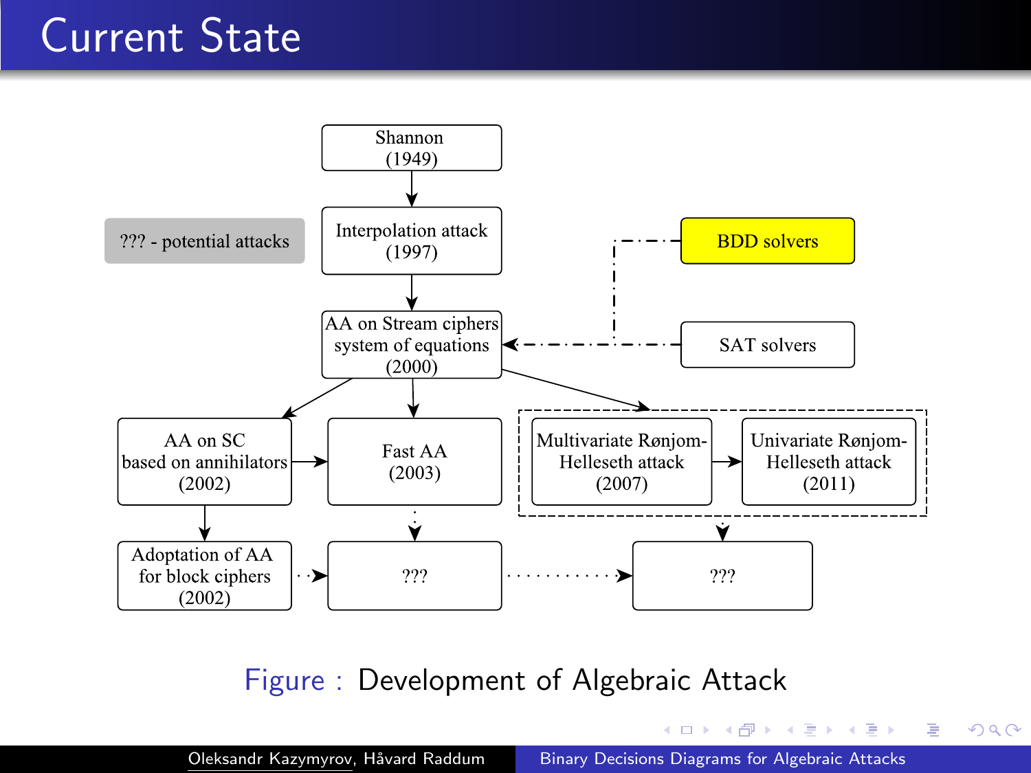# Current State

??? - potential attacks

Shannon (1949)

Interpolation attack (1997)

AA on Stream ciphers system of equations (2000)

BDD solvers

SAT solvers

AA on SC based on annihilators (2002)

Fast AA (2003)

Multivariate Rønjom-Helleseth attack (2007)

Univariate Rønjom-Helleseth attack (2011)

Adoptation of AA for block ciphers (2002)

???

???

Figure : Development of Algebraic Attack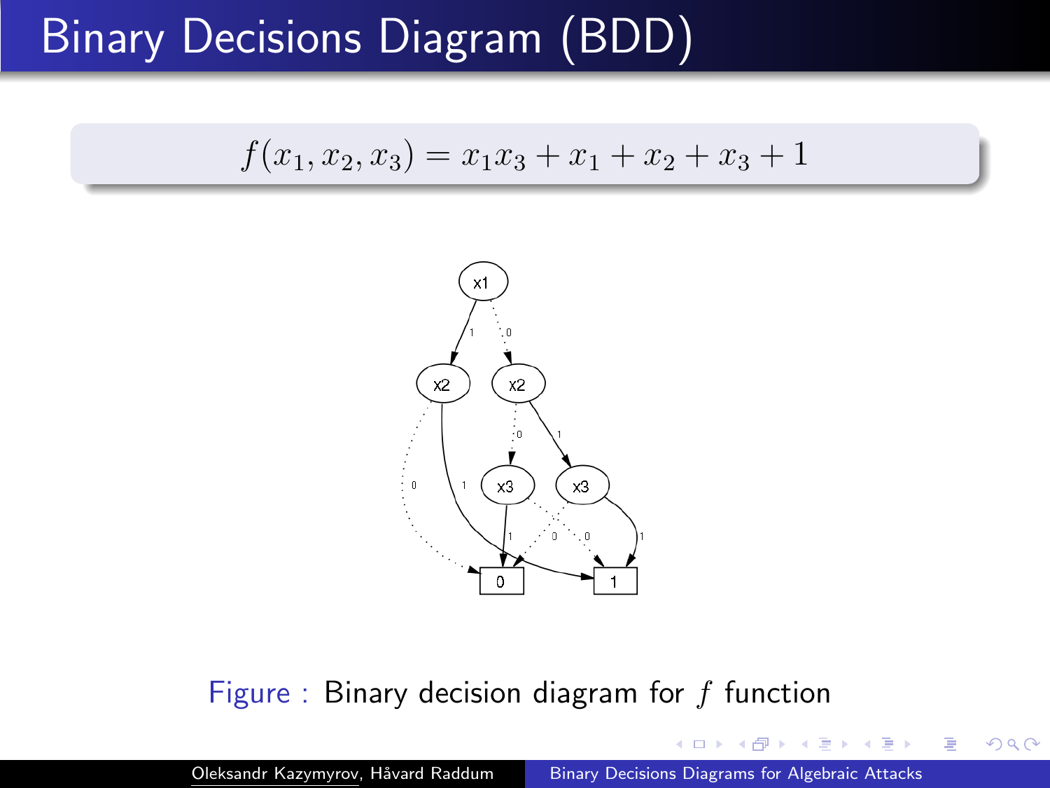# Binary Decisions Diagram (BDD)

$$f(x_1, x_2, x_3) = x_1x_3 + x_1 + x_2 + x_3 + 1$$

Figure : Binary decision diagram for $f$ function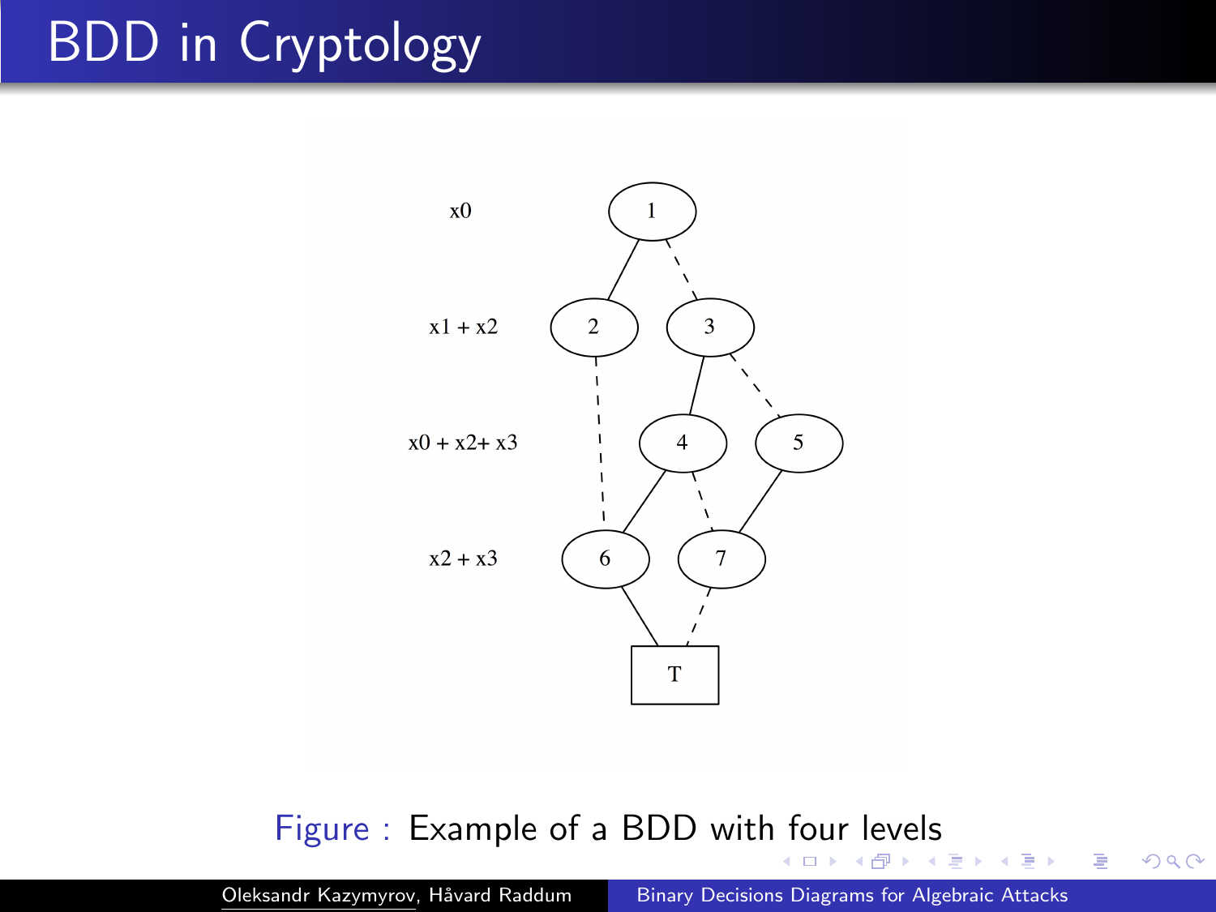# BDD in Cryptology

x0

x1 + x2

x0 + x2+ x3

x2 + x3

1, 2, 3, 4, 5, 6, 7, T

Figure : Example of a BDD with four levels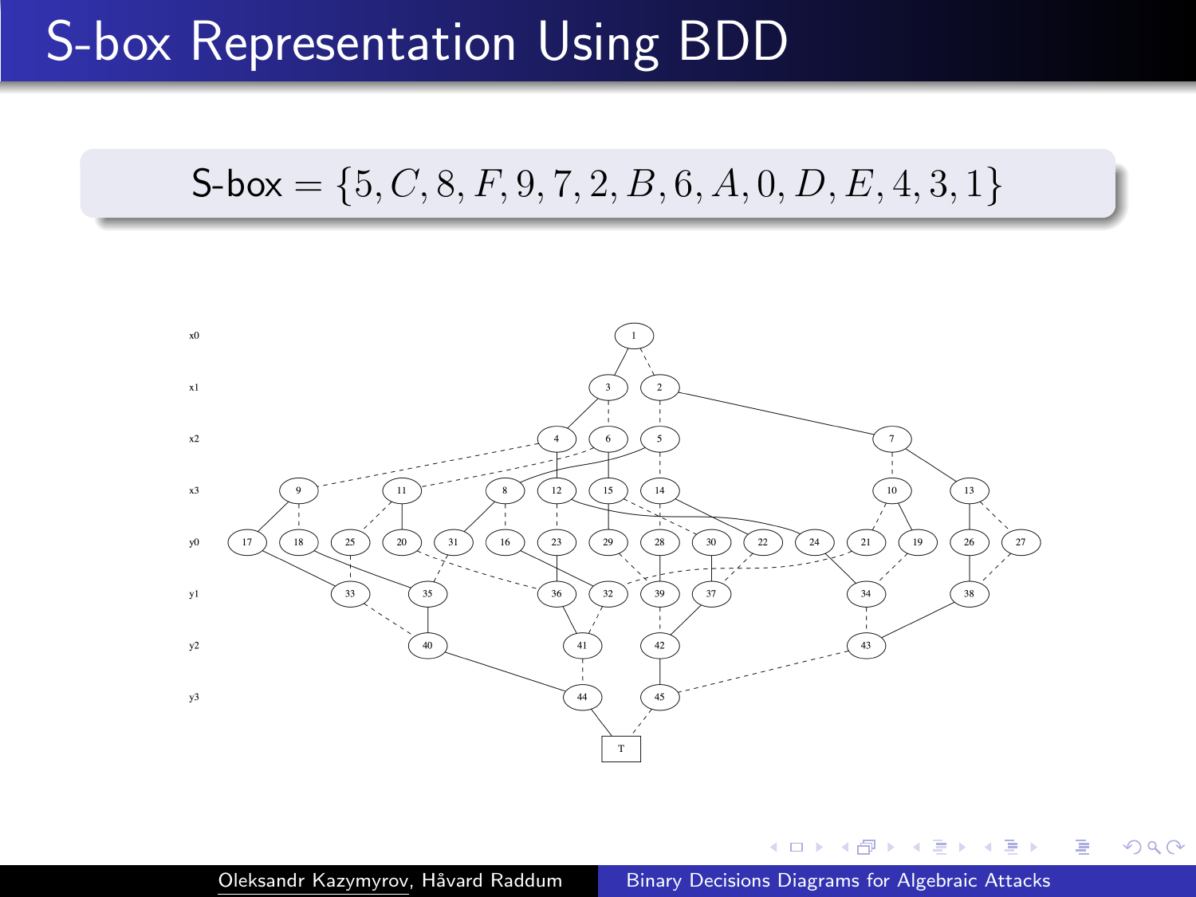# S-box Representation Using BDD

$$\text{S-box} = \{5, C, 8, F, 9, 7, 2, B, 6, A, 0, D, E, 4, 3, 1\}$$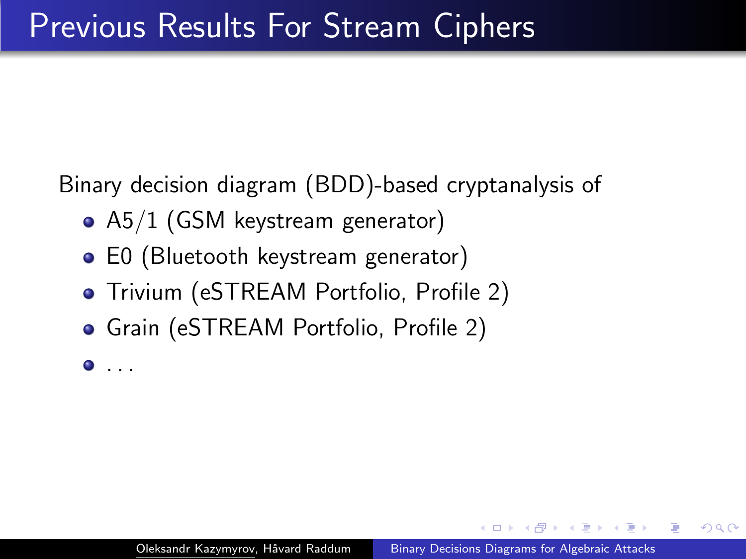# Previous Results For Stream Ciphers

Binary decision diagram (BDD)-based cryptanalysis of

- A5/1 (GSM keystream generator)
- E0 (Bluetooth keystream generator)
- Trivium (eSTREAM Portfolio, Profile 2)
- Grain (eSTREAM Portfolio, Profile 2)
- ...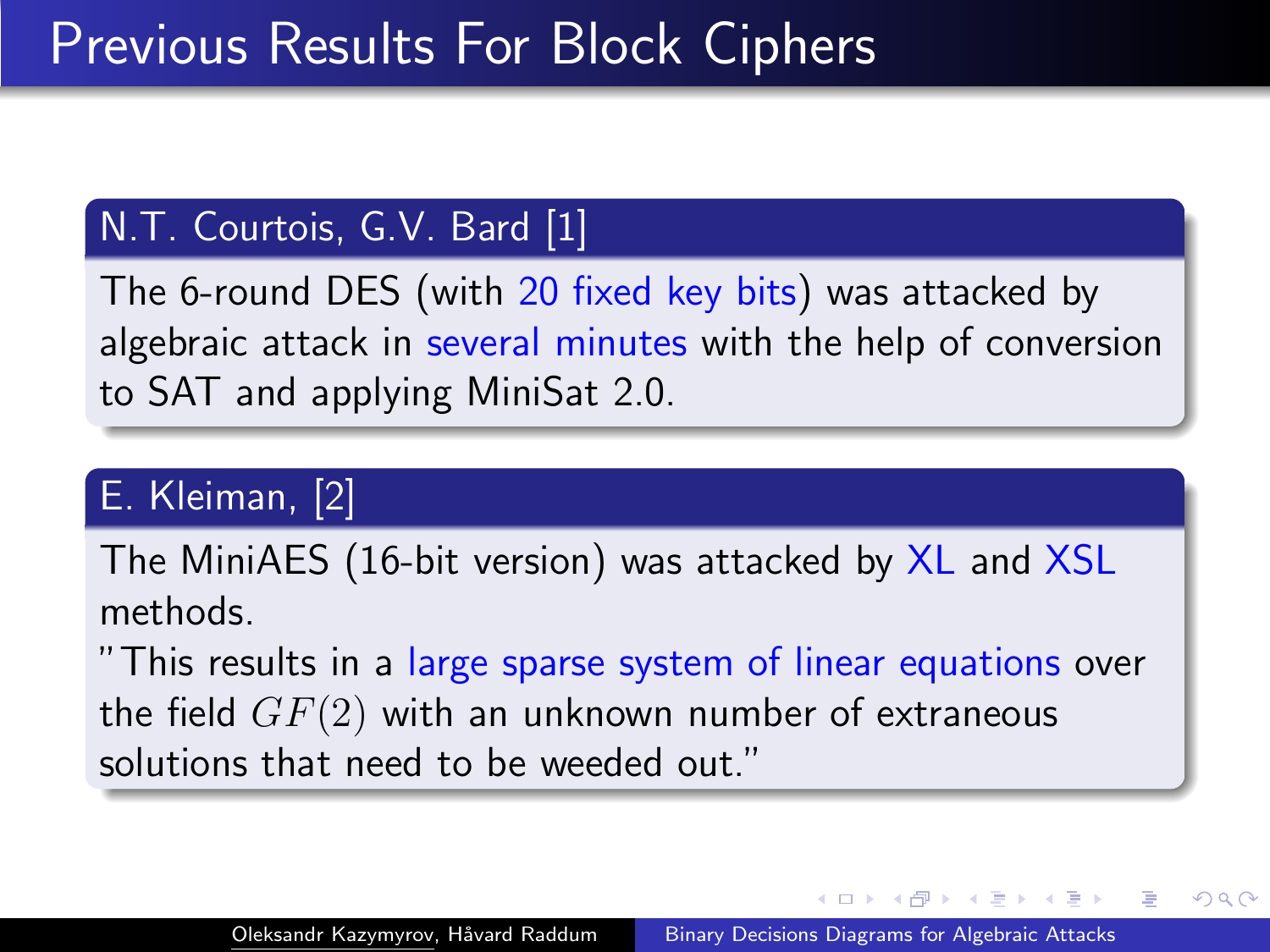# Previous Results For Block Ciphers

## N.T. Courtois, G.V. Bard [1]

The 6-round DES (with 20 fixed key bits) was attacked by algebraic attack in several minutes with the help of conversion to SAT and applying MiniSat 2.0.

## E. Kleiman, [2]

The MiniAES (16-bit version) was attacked by XL and XSL methods.

"This results in a large sparse system of linear equations over the field $GF(2)$ with an unknown number of extraneous solutions that need to be weeded out."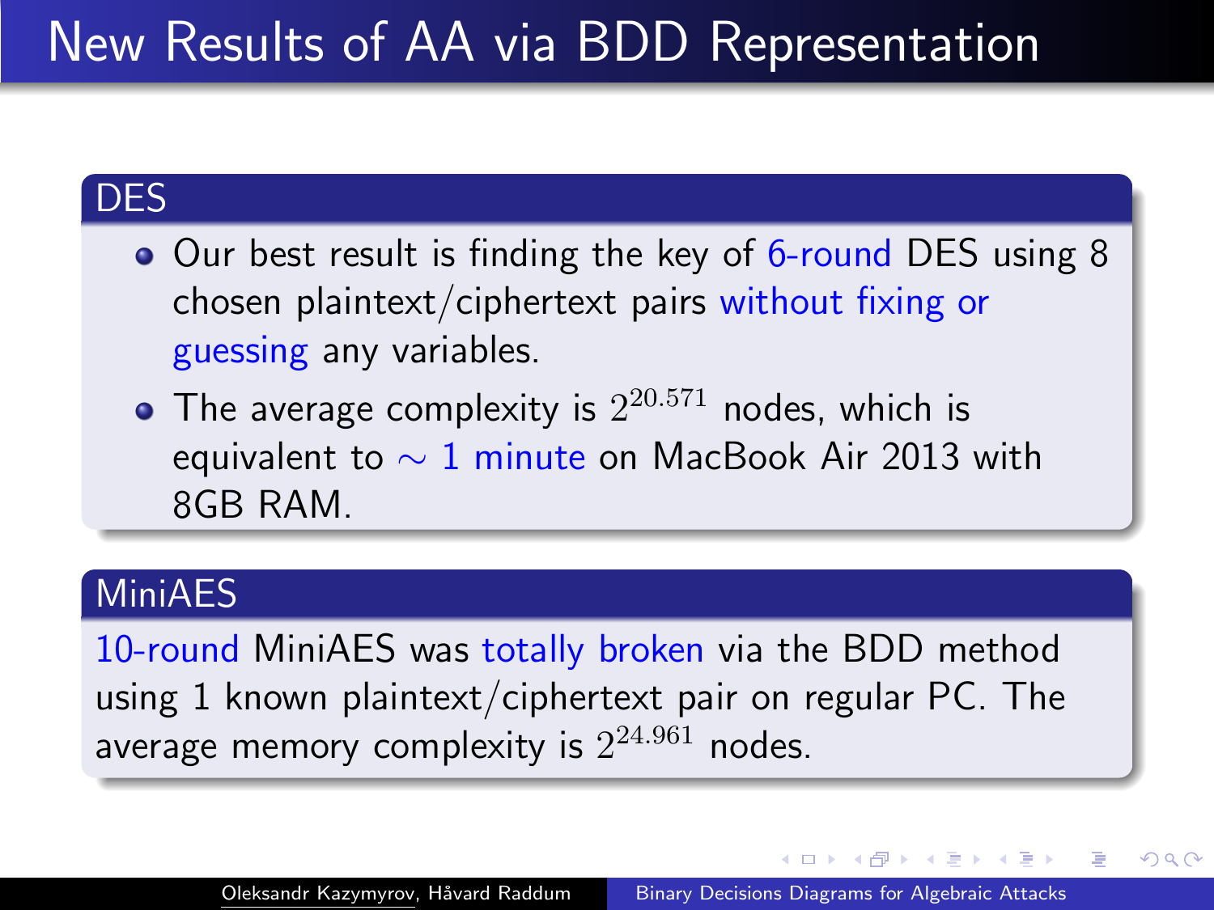# New Results of AA via BDD Representation

## DES

- Our best result is finding the key of 6-round DES using 8 chosen plaintext/ciphertext pairs without fixing or guessing any variables.
- The average complexity is $2^{20.571}$ nodes, which is equivalent to $\sim$ 1 minute on MacBook Air 2013 with 8GB RAM.

## MiniAES

10-round MiniAES was totally broken via the BDD method using 1 known plaintext/ciphertext pair on regular PC. The average memory complexity is $2^{24.961}$ nodes.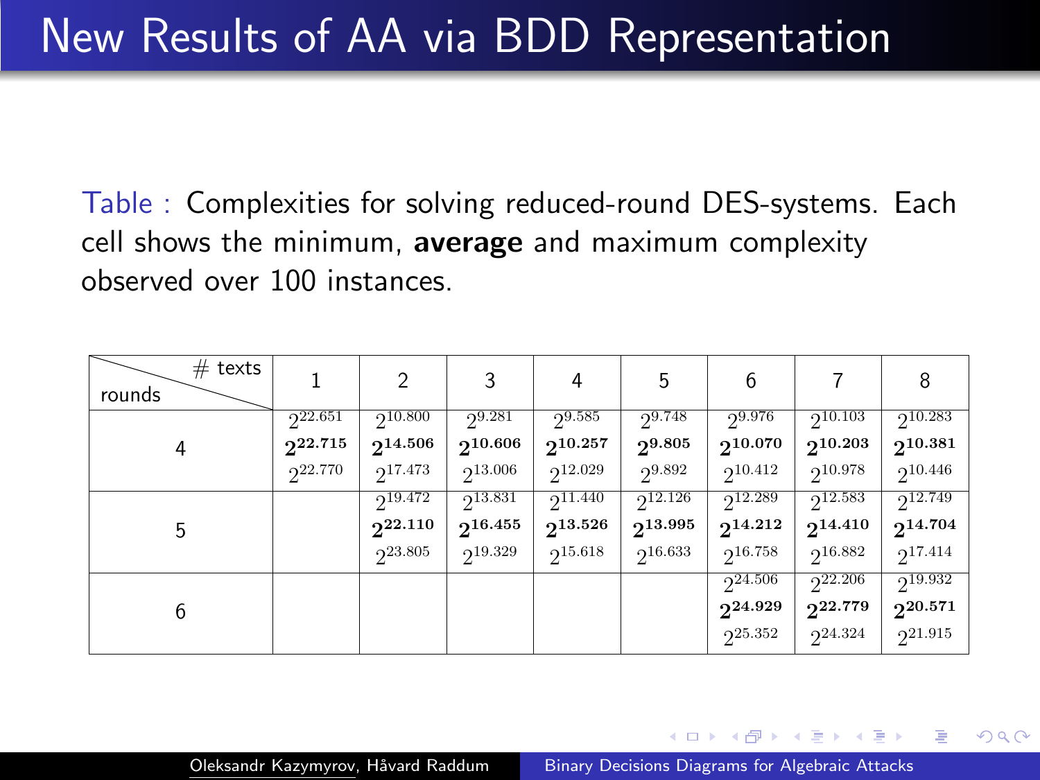# New Results of AA via BDD Representation

Table : Complexities for solving reduced-round DES-systems. Each cell shows the minimum, **average** and maximum complexity observed over 100 instances.

| rounds \ # texts | 1 | 2 | 3 | 4 | 5 | 6 | 7 | 8 |
|---|---|---|---|---|---|---|---|---|
| 4 | $2^{22.651}$ $\mathbf{2^{22.715}}$ $2^{22.770}$ | $2^{10.800}$ $\mathbf{2^{14.506}}$ $2^{17.473}$ | $2^{9.281}$ $\mathbf{2^{10.606}}$ $2^{13.006}$ | $2^{9.585}$ $\mathbf{2^{10.257}}$ $2^{12.029}$ | $2^{9.748}$ $\mathbf{2^{9.805}}$ $2^{9.892}$ | $2^{9.976}$ $\mathbf{2^{10.070}}$ $2^{10.412}$ | $2^{10.103}$ $\mathbf{2^{10.203}}$ $2^{10.978}$ | $2^{10.283}$ $\mathbf{2^{10.381}}$ $2^{10.446}$ |
| 5 | | $2^{19.472}$ $\mathbf{2^{22.110}}$ $2^{23.805}$ | $2^{13.831}$ $\mathbf{2^{16.455}}$ $2^{19.329}$ | $2^{11.440}$ $\mathbf{2^{13.526}}$ $2^{15.618}$ | $2^{12.126}$ $\mathbf{2^{13.995}}$ $2^{16.633}$ | $2^{12.289}$ $\mathbf{2^{14.212}}$ $2^{16.758}$ | $2^{12.583}$ $\mathbf{2^{14.410}}$ $2^{16.882}$ | $2^{12.749}$ $\mathbf{2^{14.704}}$ $2^{17.414}$ |
| 6 | | | | | | $2^{24.506}$ $\mathbf{2^{24.929}}$ $2^{25.352}$ | $2^{22.206}$ $\mathbf{2^{22.779}}$ $2^{24.324}$ | $2^{19.932}$ $\mathbf{2^{20.571}}$ $2^{21.915}$ |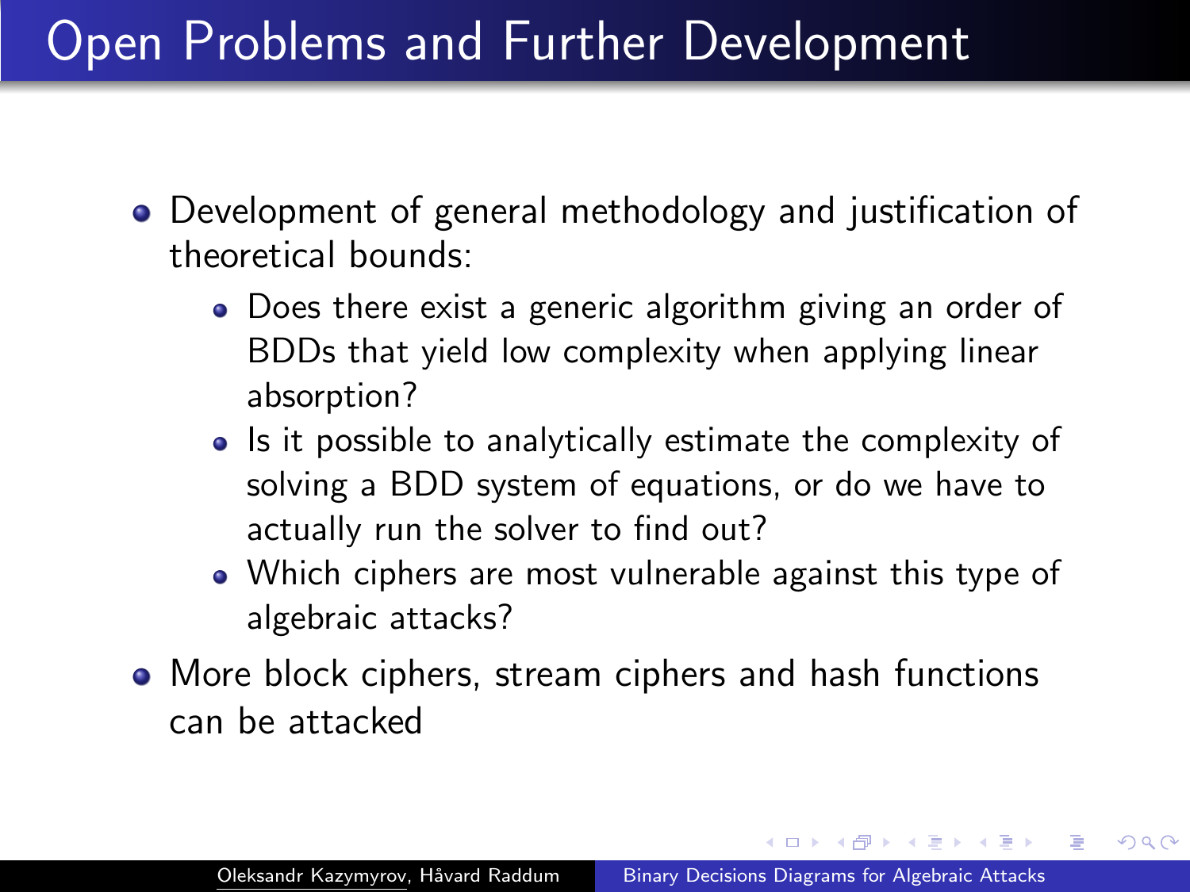# Open Problems and Further Development

- Development of general methodology and justification of theoretical bounds:
  - Does there exist a generic algorithm giving an order of BDDs that yield low complexity when applying linear absorption?
  - Is it possible to analytically estimate the complexity of solving a BDD system of equations, or do we have to actually run the solver to find out?
  - Which ciphers are most vulnerable against this type of algebraic attacks?
- More block ciphers, stream ciphers and hash functions can be attacked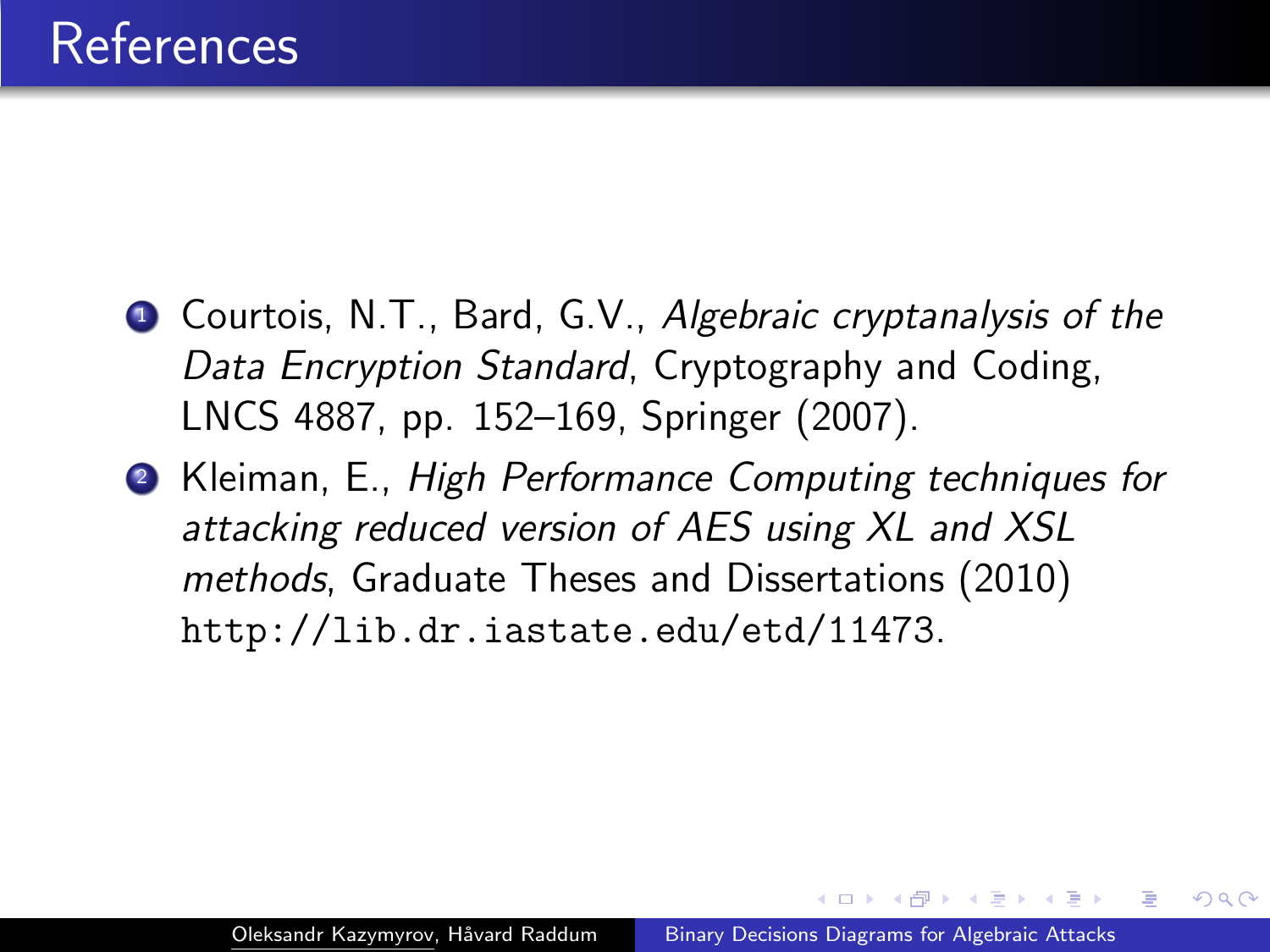# References

1. Courtois, N.T., Bard, G.V., *Algebraic cryptanalysis of the Data Encryption Standard*, Cryptography and Coding, LNCS 4887, pp. 152–169, Springer (2007).
2. Kleiman, E., *High Performance Computing techniques for attacking reduced version of AES using XL and XSL methods*, Graduate Theses and Dissertations (2010) `http://lib.dr.iastate.edu/etd/11473`.